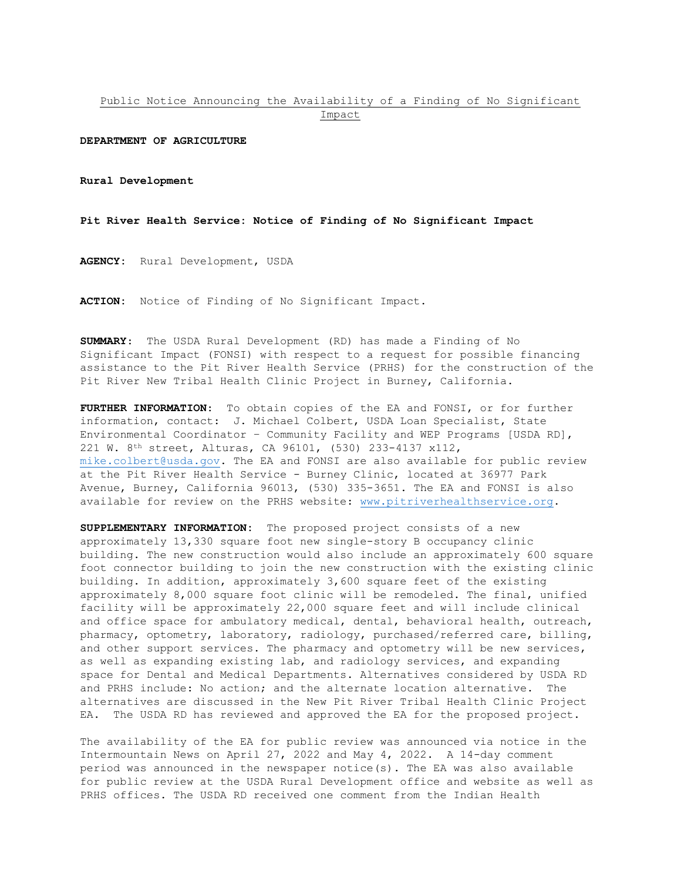Public Notice Announcing the Availability of a Finding of No Significant Impact

**DEPARTMENT OF AGRICULTURE**

**Rural Development**

**Pit River Health Service: Notice of Finding of No Significant Impact**

**AGENCY:** Rural Development, USDA

**ACTION:** Notice of Finding of No Significant Impact.

**SUMMARY:** The USDA Rural Development (RD) has made a Finding of No Significant Impact (FONSI) with respect to a request for possible financing assistance to the Pit River Health Service (PRHS) for the construction of the Pit River New Tribal Health Clinic Project in Burney, California.

**FURTHER INFORMATION:** To obtain copies of the EA and FONSI, or for further information, contact: J. Michael Colbert, USDA Loan Specialist, State Environmental Coordinator – Community Facility and WEP Programs [USDA RD], 221 W. 8th street, Alturas, CA 96101, (530) 233-4137 x112, mike.colbert@usda.gov. The EA and FONSI are also available for public review at the Pit River Health Service - Burney Clinic, located at 36977 Park Avenue, Burney, California 96013, (530) 335-3651. The EA and FONSI is also available for review on the PRHS website: www.pitriverhealthservice.org.

**SUPPLEMENTARY INFORMATION:** The proposed project consists of a new approximately 13,330 square foot new single-story B occupancy clinic building. The new construction would also include an approximately 600 square foot connector building to join the new construction with the existing clinic building. In addition, approximately 3,600 square feet of the existing approximately 8,000 square foot clinic will be remodeled. The final, unified facility will be approximately 22,000 square feet and will include clinical and office space for ambulatory medical, dental, behavioral health, outreach, pharmacy, optometry, laboratory, radiology, purchased/referred care, billing, and other support services. The pharmacy and optometry will be new services, as well as expanding existing lab, and radiology services, and expanding space for Dental and Medical Departments. Alternatives considered by USDA RD and PRHS include: No action; and the alternate location alternative. The alternatives are discussed in the New Pit River Tribal Health Clinic Project EA. The USDA RD has reviewed and approved the EA for the proposed project.

The availability of the EA for public review was announced via notice in the Intermountain News on April 27, 2022 and May 4, 2022. A 14-day comment period was announced in the newspaper notice(s). The EA was also available for public review at the USDA Rural Development office and website as well as PRHS offices. The USDA RD received one comment from the Indian Health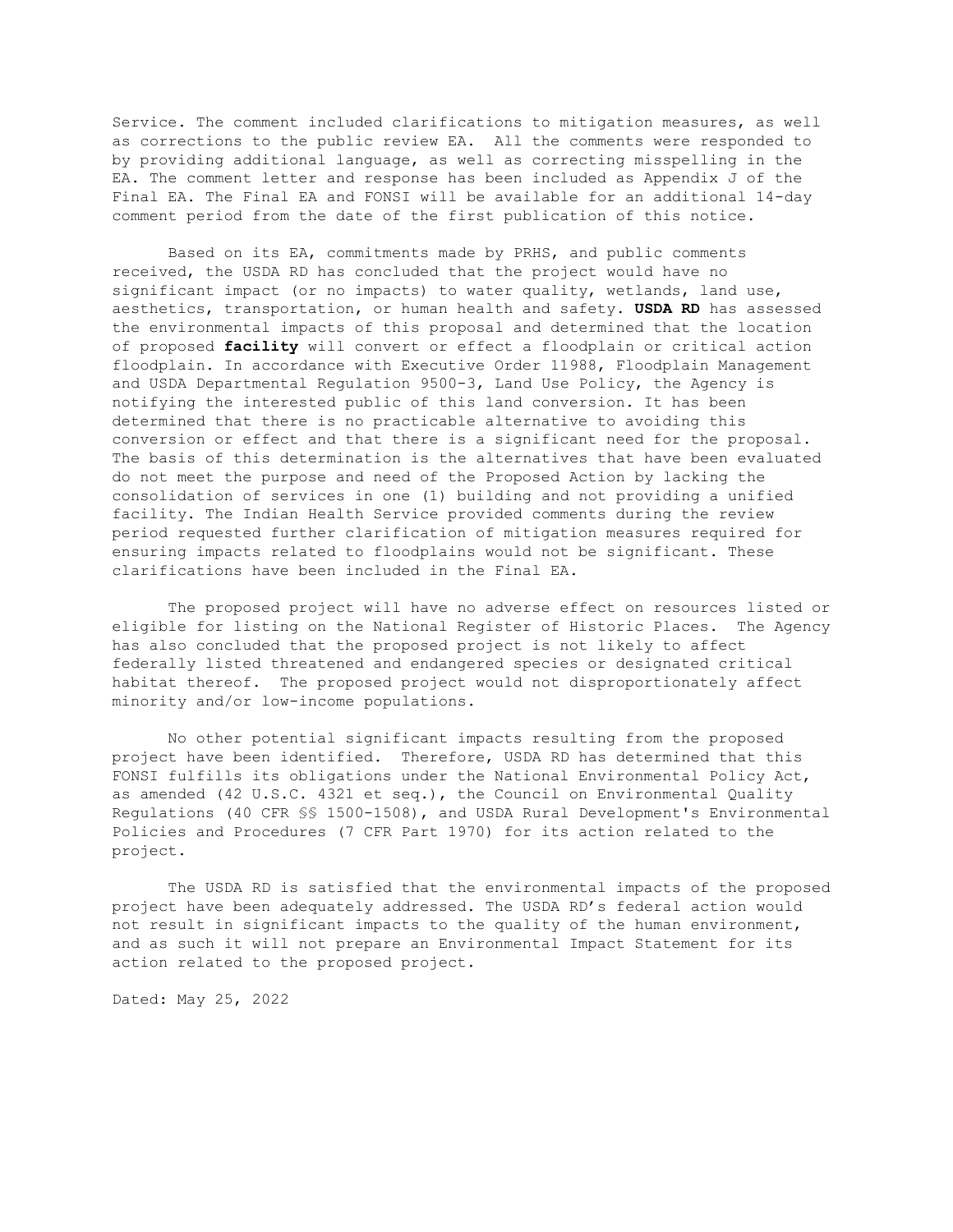Service. The comment included clarifications to mitigation measures, as well as corrections to the public review EA. All the comments were responded to by providing additional language, as well as correcting misspelling in the EA. The comment letter and response has been included as Appendix J of the Final EA. The Final EA and FONSI will be available for an additional 14-day comment period from the date of the first publication of this notice.

Based on its EA, commitments made by PRHS, and public comments received, the USDA RD has concluded that the project would have no significant impact (or no impacts) to water quality, wetlands, land use, aesthetics, transportation, or human health and safety. **USDA RD** has assessed the environmental impacts of this proposal and determined that the location of proposed **facility** will convert or effect a floodplain or critical action floodplain. In accordance with Executive Order 11988, Floodplain Management and USDA Departmental Regulation 9500-3, Land Use Policy, the Agency is notifying the interested public of this land conversion. It has been determined that there is no practicable alternative to avoiding this conversion or effect and that there is a significant need for the proposal. The basis of this determination is the alternatives that have been evaluated do not meet the purpose and need of the Proposed Action by lacking the consolidation of services in one (1) building and not providing a unified facility. The Indian Health Service provided comments during the review period requested further clarification of mitigation measures required for ensuring impacts related to floodplains would not be significant. These clarifications have been included in the Final EA.

The proposed project will have no adverse effect on resources listed or eligible for listing on the National Register of Historic Places. The Agency has also concluded that the proposed project is not likely to affect federally listed threatened and endangered species or designated critical habitat thereof. The proposed project would not disproportionately affect minority and/or low-income populations.

No other potential significant impacts resulting from the proposed project have been identified. Therefore, USDA RD has determined that this FONSI fulfills its obligations under the National Environmental Policy Act, as amended (42 U.S.C. 4321 et seq.), the Council on Environmental Quality Regulations (40 CFR §§ 1500-1508), and USDA Rural Development's Environmental Policies and Procedures (7 CFR Part 1970) for its action related to the project.

The USDA RD is satisfied that the environmental impacts of the proposed project have been adequately addressed. The USDA RD's federal action would not result in significant impacts to the quality of the human environment, and as such it will not prepare an Environmental Impact Statement for its action related to the proposed project.

Dated: May 25, 2022